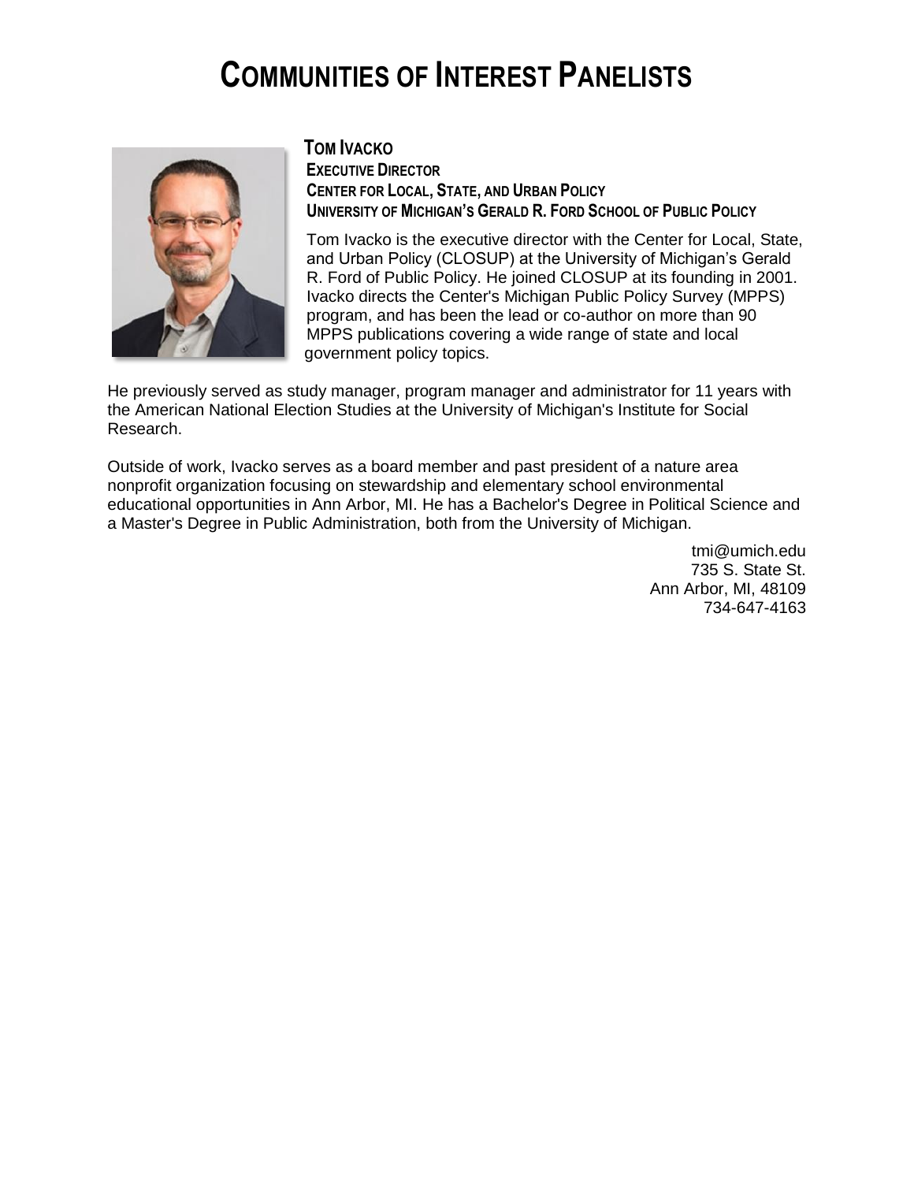# Communities of Interest Panelists

## Tom Ivacko

**Executive Director**
**Center for Local, State, and Urban Policy**
**University of Michigan's Gerald R. Ford School of Public Policy**

Tom Ivacko is the executive director with the Center for Local, State, and Urban Policy (CLOSUP) at the University of Michigan's Gerald R. Ford of Public Policy. He joined CLOSUP at its founding in 2001. Ivacko directs the Center's Michigan Public Policy Survey (MPPS) program, and has been the lead or co-author on more than 90 MPPS publications covering a wide range of state and local government policy topics.

He previously served as study manager, program manager and administrator for 11 years with the American National Election Studies at the University of Michigan's Institute for Social Research.

Outside of work, Ivacko serves as a board member and past president of a nature area nonprofit organization focusing on stewardship and elementary school environmental educational opportunities in Ann Arbor, MI. He has a Bachelor's Degree in Political Science and a Master's Degree in Public Administration, both from the University of Michigan.

tmi@umich.edu
735 S. State St.
Ann Arbor, MI, 48109
734-647-4163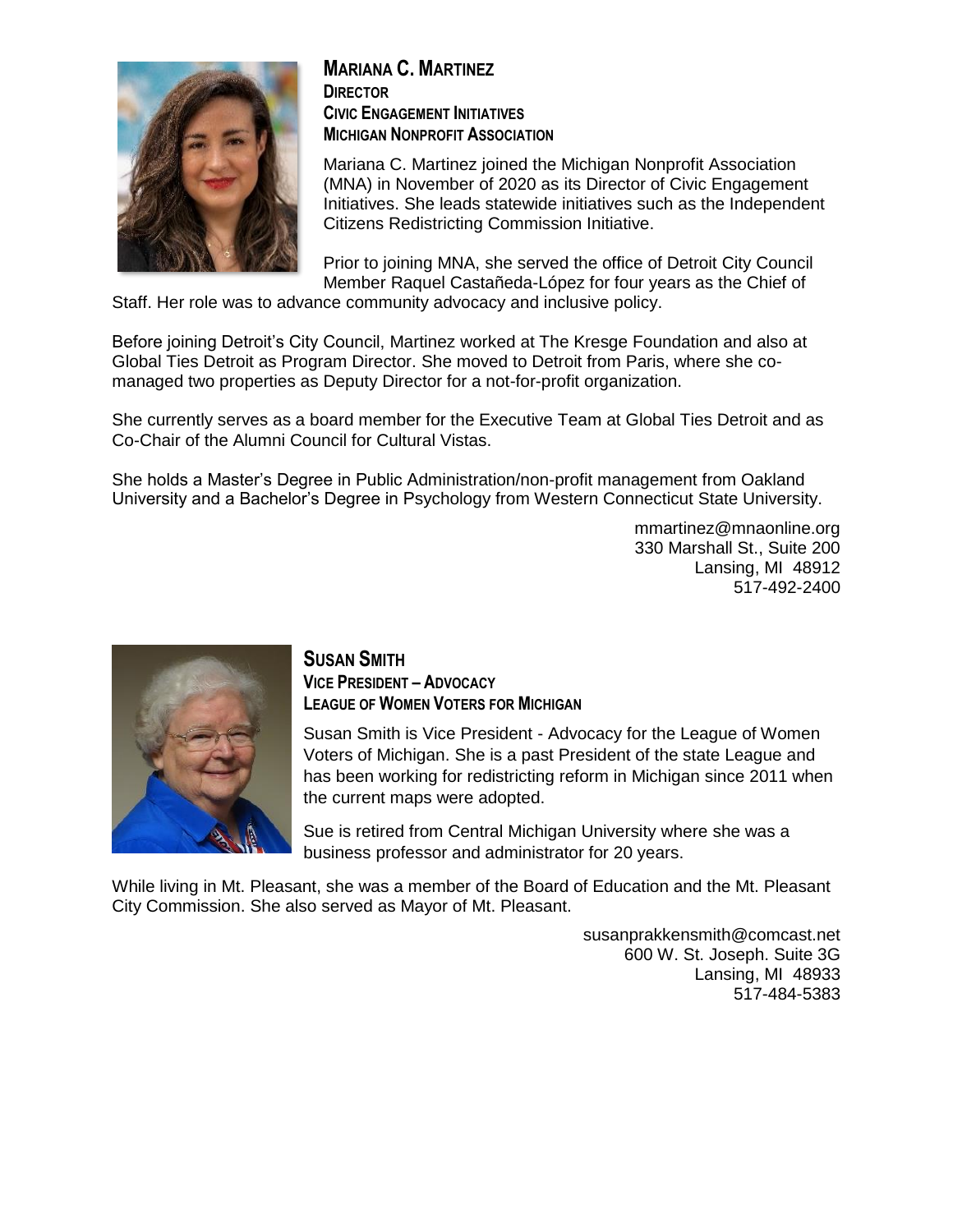**MARIANA C. MARTINEZ**
**DIRECTOR**
**CIVIC ENGAGEMENT INITIATIVES**
**MICHIGAN NONPROFIT ASSOCIATION**

Mariana C. Martinez joined the Michigan Nonprofit Association (MNA) in November of 2020 as its Director of Civic Engagement Initiatives. She leads statewide initiatives such as the Independent Citizens Redistricting Commission Initiative.

Prior to joining MNA, she served the office of Detroit City Council Member Raquel Castañeda-López for four years as the Chief of Staff. Her role was to advance community advocacy and inclusive policy.

Before joining Detroit's City Council, Martinez worked at The Kresge Foundation and also at Global Ties Detroit as Program Director. She moved to Detroit from Paris, where she co-managed two properties as Deputy Director for a not-for-profit organization.

She currently serves as a board member for the Executive Team at Global Ties Detroit and as Co-Chair of the Alumni Council for Cultural Vistas.

She holds a Master's Degree in Public Administration/non-profit management from Oakland University and a Bachelor's Degree in Psychology from Western Connecticut State University.

mmartinez@mnaonline.org
330 Marshall St., Suite 200
Lansing, MI 48912
517-492-2400

**SUSAN SMITH**
**VICE PRESIDENT – ADVOCACY**
**LEAGUE OF WOMEN VOTERS FOR MICHIGAN**

Susan Smith is Vice President - Advocacy for the League of Women Voters of Michigan. She is a past President of the state League and has been working for redistricting reform in Michigan since 2011 when the current maps were adopted.

Sue is retired from Central Michigan University where she was a business professor and administrator for 20 years.

While living in Mt. Pleasant, she was a member of the Board of Education and the Mt. Pleasant City Commission. She also served as Mayor of Mt. Pleasant.

susanprakkensmith@comcast.net
600 W. St. Joseph. Suite 3G
Lansing, MI 48933
517-484-5383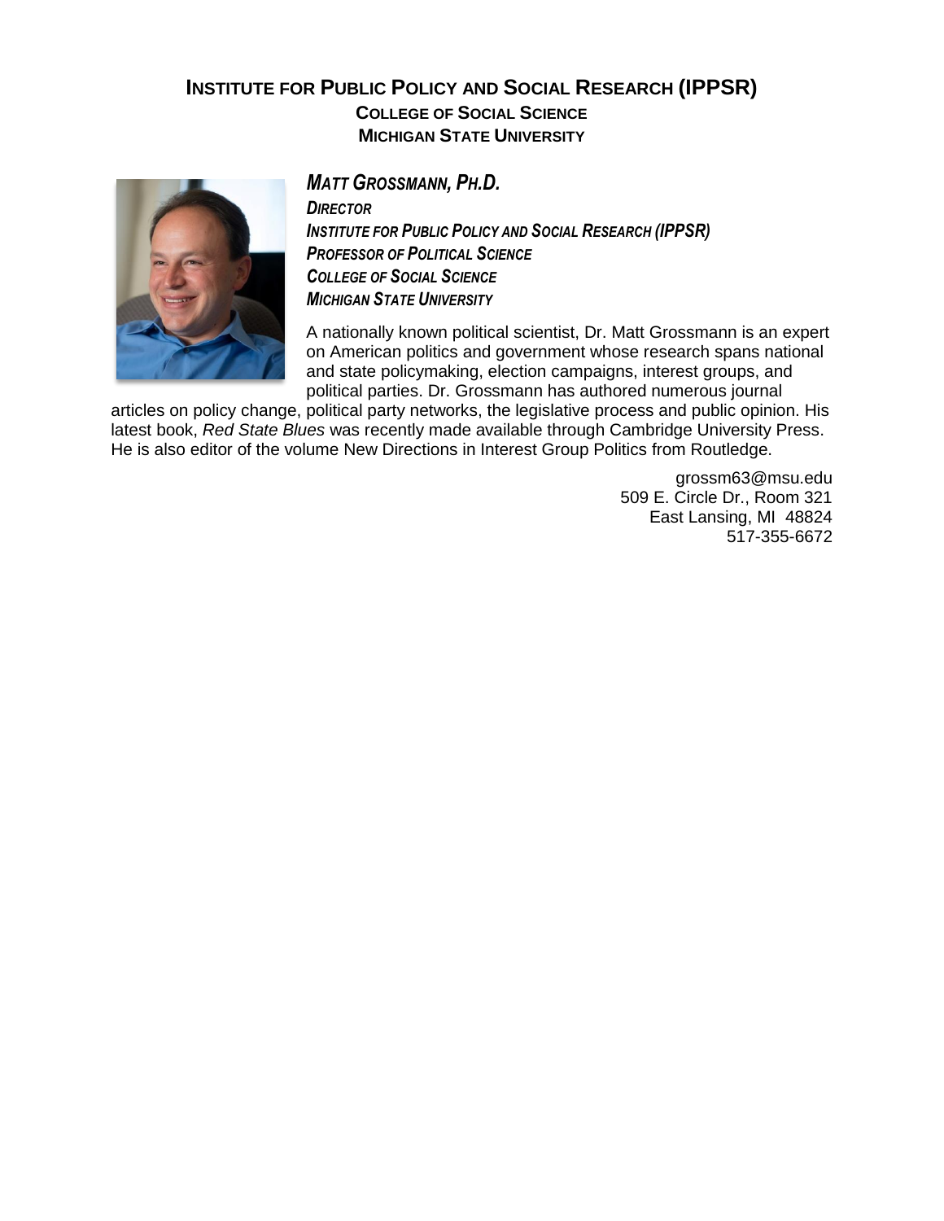# Institute for Public Policy and Social Research (IPPSR)

**College of Social Science**
**Michigan State University**

***Matt Grossmann, Ph.D.***

***Director***
***Institute for Public Policy and Social Research (IPPSR)***
***Professor of Political Science***
***College of Social Science***
***Michigan State University***

A nationally known political scientist, Dr. Matt Grossmann is an expert on American politics and government whose research spans national and state policymaking, election campaigns, interest groups, and political parties. Dr. Grossmann has authored numerous journal articles on policy change, political party networks, the legislative process and public opinion. His latest book, *Red State Blues* was recently made available through Cambridge University Press. He is also editor of the volume New Directions in Interest Group Politics from Routledge.

grossm63@msu.edu
509 E. Circle Dr., Room 321
East Lansing, MI 48824
517-355-6672